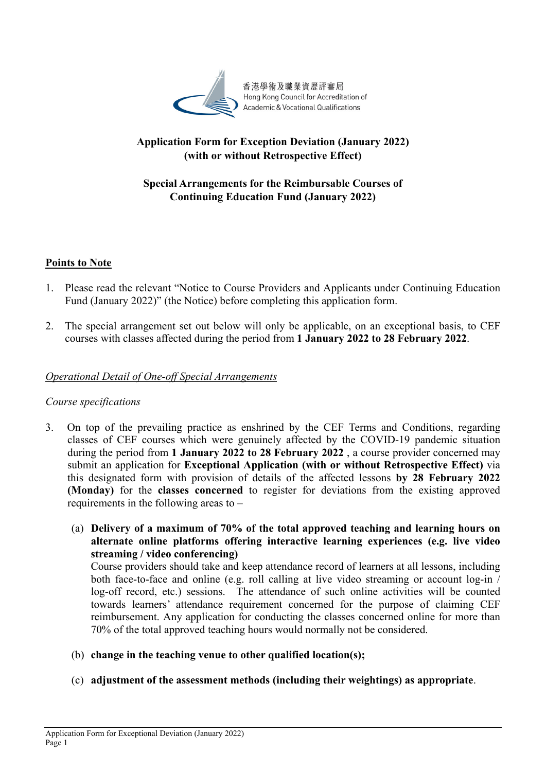香港學術及職業資歷評審局
Hong Kong Council for Accreditation of Academic & Vocational Qualifications

# Application Form for Exception Deviation (January 2022) (with or without Retrospective Effect)

## Special Arrangements for the Reimbursable Courses of Continuing Education Fund (January 2022)

**<u>Points to Note</u>**

1. Please read the relevant "Notice to Course Providers and Applicants under Continuing Education Fund (January 2022)" (the Notice) before completing this application form.

2. The special arrangement set out below will only be applicable, on an exceptional basis, to CEF courses with classes affected during the period from **1 January 2022 to 28 February 2022**.

*<u>Operational Detail of One-off Special Arrangements</u>*

*Course specifications*

3. On top of the prevailing practice as enshrined by the CEF Terms and Conditions, regarding classes of CEF courses which were genuinely affected by the COVID-19 pandemic situation during the period from **1 January 2022 to 28 February 2022** , a course provider concerned may submit an application for **Exceptional Application (with or without Retrospective Effect)** via this designated form with provision of details of the affected lessons **by 28 February 2022 (Monday)** for the **classes concerned** to register for deviations from the existing approved requirements in the following areas to –

   (a) **Delivery of a maximum of 70% of the total approved teaching and learning hours on alternate online platforms offering interactive learning experiences (e.g. live video streaming / video conferencing)**
   Course providers should take and keep attendance record of learners at all lessons, including both face-to-face and online (e.g. roll calling at live video streaming or account log-in / log-off record, etc.) sessions. The attendance of such online activities will be counted towards learners' attendance requirement concerned for the purpose of claiming CEF reimbursement. Any application for conducting the classes concerned online for more than 70% of the total approved teaching hours would normally not be considered.

   (b) **change in the teaching venue to other qualified location(s);**

   (c) **adjustment of the assessment methods (including their weightings) as appropriate**.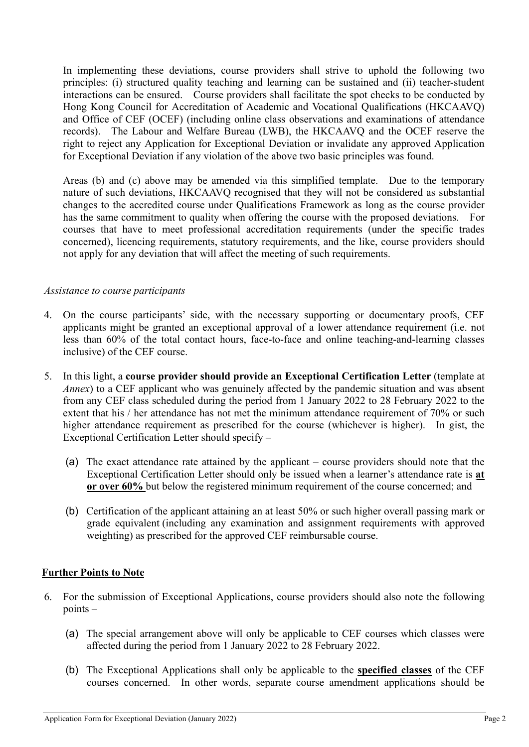In implementing these deviations, course providers shall strive to uphold the following two principles: (i) structured quality teaching and learning can be sustained and (ii) teacher-student interactions can be ensured. Course providers shall facilitate the spot checks to be conducted by Hong Kong Council for Accreditation of Academic and Vocational Qualifications (HKCAAVQ) and Office of CEF (OCEF) (including online class observations and examinations of attendance records). The Labour and Welfare Bureau (LWB), the HKCAAVQ and the OCEF reserve the right to reject any Application for Exceptional Deviation or invalidate any approved Application for Exceptional Deviation if any violation of the above two basic principles was found.

Areas (b) and (c) above may be amended via this simplified template. Due to the temporary nature of such deviations, HKCAAVQ recognised that they will not be considered as substantial changes to the accredited course under Qualifications Framework as long as the course provider has the same commitment to quality when offering the course with the proposed deviations. For courses that have to meet professional accreditation requirements (under the specific trades concerned), licencing requirements, statutory requirements, and the like, course providers should not apply for any deviation that will affect the meeting of such requirements.

*Assistance to course participants*

4. On the course participants' side, with the necessary supporting or documentary proofs, CEF applicants might be granted an exceptional approval of a lower attendance requirement (i.e. not less than 60% of the total contact hours, face-to-face and online teaching-and-learning classes inclusive) of the CEF course.

5. In this light, a **course provider should provide an Exceptional Certification Letter** (template at *Annex*) to a CEF applicant who was genuinely affected by the pandemic situation and was absent from any CEF class scheduled during the period from 1 January 2022 to 28 February 2022 to the extent that his / her attendance has not met the minimum attendance requirement of 70% or such higher attendance requirement as prescribed for the course (whichever is higher). In gist, the Exceptional Certification Letter should specify –

   (a) The exact attendance rate attained by the applicant – course providers should note that the Exceptional Certification Letter should only be issued when a learner's attendance rate is <u>**at or over 60%**</u> but below the registered minimum requirement of the course concerned; and

   (b) Certification of the applicant attaining an at least 50% or such higher overall passing mark or grade equivalent (including any examination and assignment requirements with approved weighting) as prescribed for the approved CEF reimbursable course.

## <u>Further Points to Note</u>

6. For the submission of Exceptional Applications, course providers should also note the following points –

   (a) The special arrangement above will only be applicable to CEF courses which classes were affected during the period from 1 January 2022 to 28 February 2022.

   (b) The Exceptional Applications shall only be applicable to the <u>**specified classes**</u> of the CEF courses concerned. In other words, separate course amendment applications should be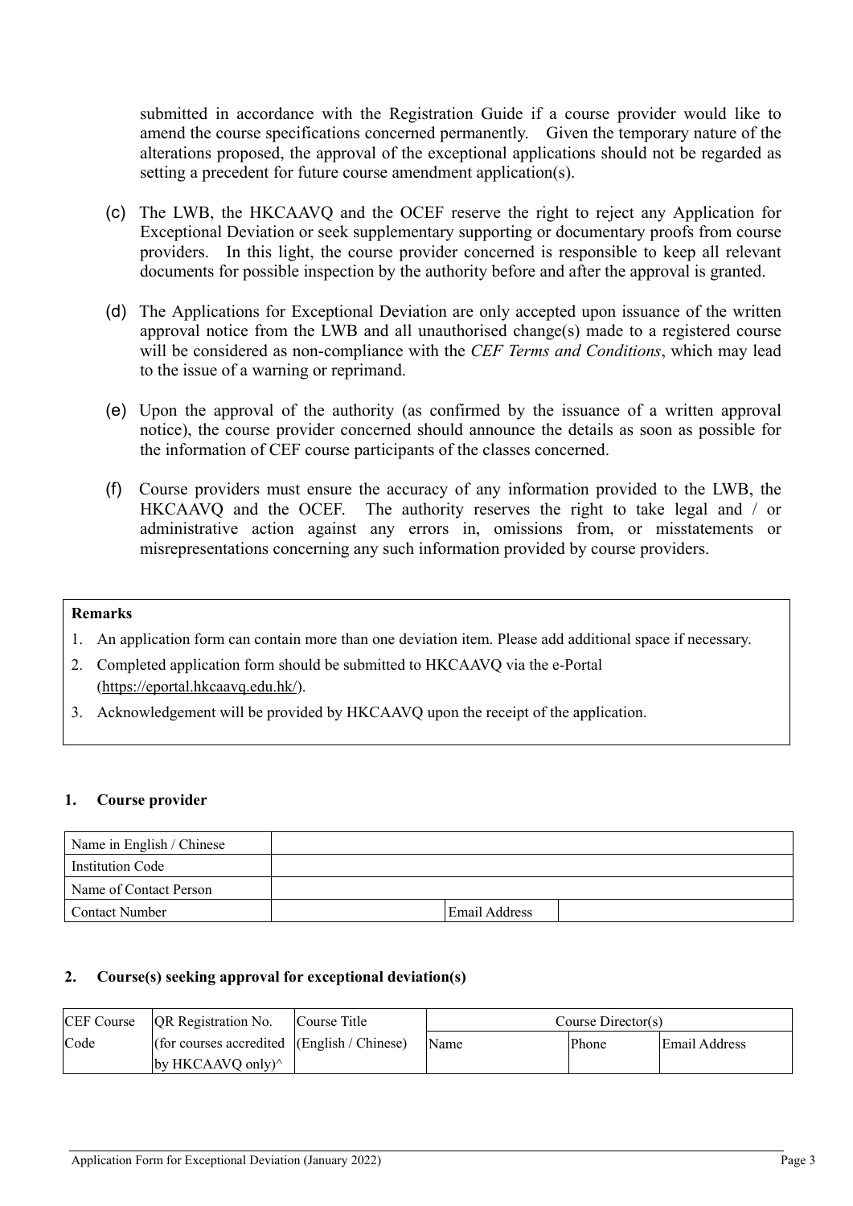submitted in accordance with the Registration Guide if a course provider would like to amend the course specifications concerned permanently. Given the temporary nature of the alterations proposed, the approval of the exceptional applications should not be regarded as setting a precedent for future course amendment application(s).

(c) The LWB, the HKCAAVQ and the OCEF reserve the right to reject any Application for Exceptional Deviation or seek supplementary supporting or documentary proofs from course providers. In this light, the course provider concerned is responsible to keep all relevant documents for possible inspection by the authority before and after the approval is granted.

(d) The Applications for Exceptional Deviation are only accepted upon issuance of the written approval notice from the LWB and all unauthorised change(s) made to a registered course will be considered as non-compliance with the *CEF Terms and Conditions*, which may lead to the issue of a warning or reprimand.

(e) Upon the approval of the authority (as confirmed by the issuance of a written approval notice), the course provider concerned should announce the details as soon as possible for the information of CEF course participants of the classes concerned.

(f) Course providers must ensure the accuracy of any information provided to the LWB, the HKCAAVQ and the OCEF. The authority reserves the right to take legal and / or administrative action against any errors in, omissions from, or misstatements or misrepresentations concerning any such information provided by course providers.

**Remarks**

1. An application form can contain more than one deviation item. Please add additional space if necessary.
2. Completed application form should be submitted to HKCAAVQ via the e-Portal (https://eportal.hkcaavq.edu.hk/).
3. Acknowledgement will be provided by HKCAAVQ upon the receipt of the application.

## 1. Course provider

| Name in English / Chinese | | | |
|---|---|---|---|
| Institution Code | | | |
| Name of Contact Person | | | |
| Contact Number | | Email Address | |

## 2. Course(s) seeking approval for exceptional deviation(s)

| CEF Course Code | QR Registration No. (for courses accredited by HKCAAVQ only)^ | Course Title (English / Chinese) | Course Director(s) | | |
|---|---|---|---|---|---|
| | | | Name | Phone | Email Address |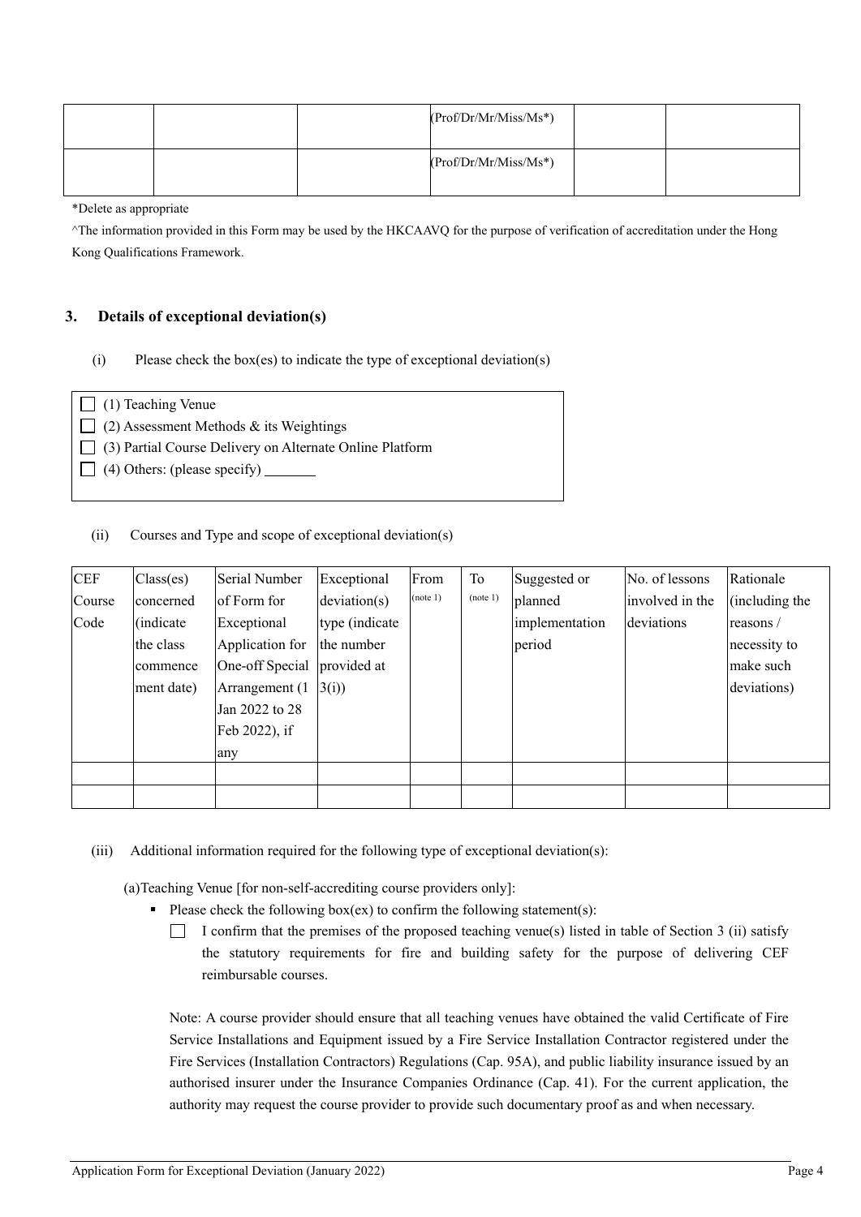| | | | (Prof/Dr/Mr/Miss/Ms*) | | |
|---|---|---|---|---|---|
| | | | (Prof/Dr/Mr/Miss/Ms*) | | |

*Delete as appropriate

^The information provided in this Form may be used by the HKCAAVQ for the purpose of verification of accreditation under the Hong Kong Qualifications Framework.

### 3. Details of exceptional deviation(s)

(i) Please check the box(es) to indicate the type of exceptional deviation(s)

- ☐ (1) Teaching Venue
- ☐ (2) Assessment Methods & its Weightings
- ☐ (3) Partial Course Delivery on Alternate Online Platform
- ☐ (4) Others: (please specify) ________

(ii) Courses and Type and scope of exceptional deviation(s)

| CEF Course Code | Class(es) concerned (indicate the class commencement date) | Serial Number of Form for Exceptional Application for One-off Special Arrangement (1 Jan 2022 to 28 Feb 2022), if any | Exceptional deviation(s) type (indicate the number provided at 3(i)) | From (note 1) | To (note 1) | Suggested or planned implementation period | No. of lessons involved in the deviations | Rationale (including the reasons / necessity to make such deviations) |
|---|---|---|---|---|---|---|---|---|
| | | | | | | | | |
| | | | | | | | | |

(iii) Additional information required for the following type of exceptional deviation(s):

(a)Teaching Venue [for non-self-accrediting course providers only]:

- Please check the following box(ex) to confirm the following statement(s):
  - ☐ I confirm that the premises of the proposed teaching venue(s) listed in table of Section 3 (ii) satisfy the statutory requirements for fire and building safety for the purpose of delivering CEF reimbursable courses.

  Note: A course provider should ensure that all teaching venues have obtained the valid Certificate of Fire Service Installations and Equipment issued by a Fire Service Installation Contractor registered under the Fire Services (Installation Contractors) Regulations (Cap. 95A), and public liability insurance issued by an authorised insurer under the Insurance Companies Ordinance (Cap. 41). For the current application, the authority may request the course provider to provide such documentary proof as and when necessary.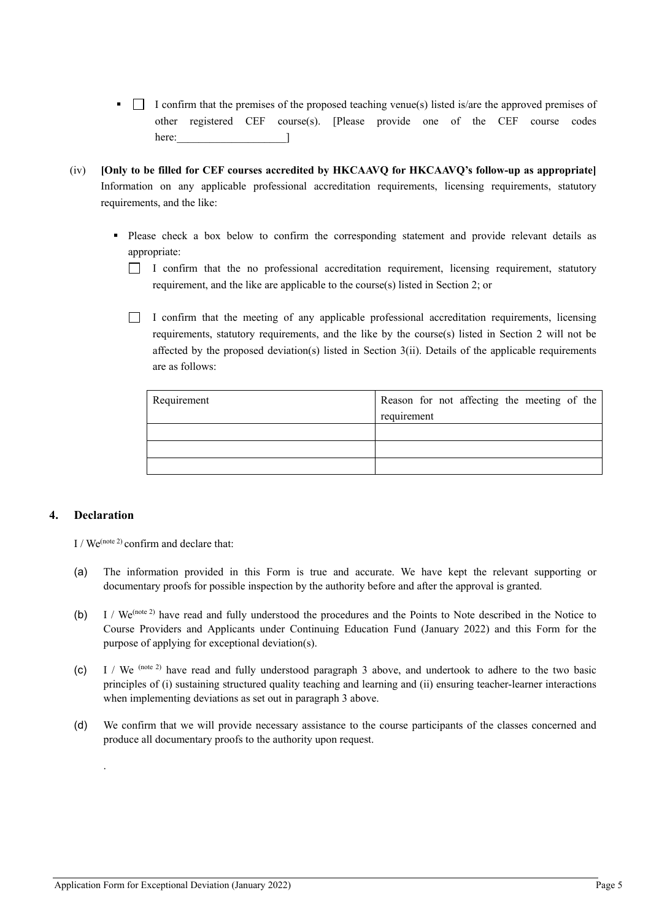- ☐ I confirm that the premises of the proposed teaching venue(s) listed is/are the approved premises of other registered CEF course(s). [Please provide one of the CEF course codes here:____________________]

(iv) **[Only to be filled for CEF courses accredited by HKCAAVQ for HKCAAVQ's follow-up as appropriate]** Information on any applicable professional accreditation requirements, licensing requirements, statutory requirements, and the like:

- Please check a box below to confirm the corresponding statement and provide relevant details as appropriate:

  ☐ I confirm that the no professional accreditation requirement, licensing requirement, statutory requirement, and the like are applicable to the course(s) listed in Section 2; or

  ☐ I confirm that the meeting of any applicable professional accreditation requirements, licensing requirements, statutory requirements, and the like by the course(s) listed in Section 2 will not be affected by the proposed deviation(s) listed in Section 3(ii). Details of the applicable requirements are as follows:

| Requirement | Reason for not affecting the meeting of the requirement |
|---|---|
| | |
| | |
| | |

## 4. Declaration

I / We(note 2) confirm and declare that:

(a) The information provided in this Form is true and accurate. We have kept the relevant supporting or documentary proofs for possible inspection by the authority before and after the approval is granted.

(b) I / We(note 2) have read and fully understood the procedures and the Points to Note described in the Notice to Course Providers and Applicants under Continuing Education Fund (January 2022) and this Form for the purpose of applying for exceptional deviation(s).

(c) I / We (note 2) have read and fully understood paragraph 3 above, and undertook to adhere to the two basic principles of (i) sustaining structured quality teaching and learning and (ii) ensuring teacher-learner interactions when implementing deviations as set out in paragraph 3 above.

(d) We confirm that we will provide necessary assistance to the course participants of the classes concerned and produce all documentary proofs to the authority upon request.

.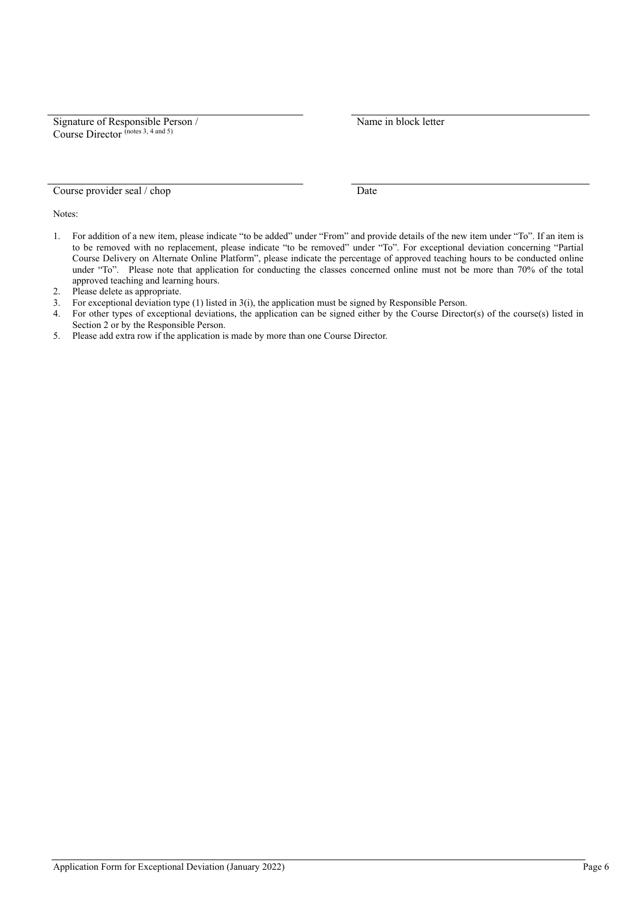| | |
|---|---|
| Signature of Responsible Person / Course Director (notes 3, 4 and 5) | Name in block letter |
| Course provider seal / chop | Date |

Notes:

1. For addition of a new item, please indicate "to be added" under "From" and provide details of the new item under "To". If an item is to be removed with no replacement, please indicate "to be removed" under "To". For exceptional deviation concerning "Partial Course Delivery on Alternate Online Platform", please indicate the percentage of approved teaching hours to be conducted online under "To". Please note that application for conducting the classes concerned online must not be more than 70% of the total approved teaching and learning hours.
2. Please delete as appropriate.
3. For exceptional deviation type (1) listed in 3(i), the application must be signed by Responsible Person.
4. For other types of exceptional deviations, the application can be signed either by the Course Director(s) of the course(s) listed in Section 2 or by the Responsible Person.
5. Please add extra row if the application is made by more than one Course Director.